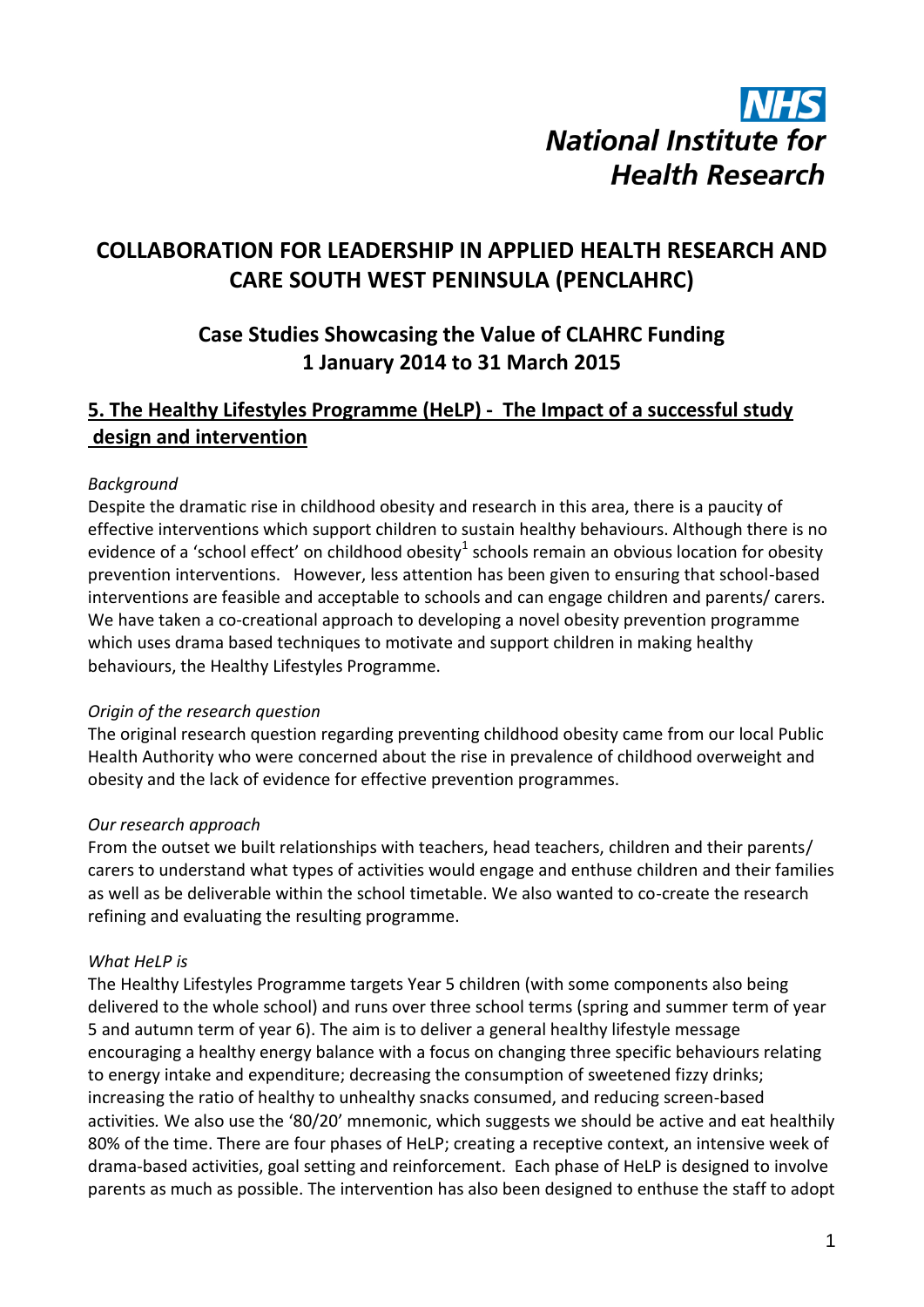NHS
National Institute for
Health Research

# COLLABORATION FOR LEADERSHIP IN APPLIED HEALTH RESEARCH AND CARE SOUTH WEST PENINSULA (PENCLAHRC)

## Case Studies Showcasing the Value of CLAHRC Funding 1 January 2014 to 31 March 2015

## 5. The Healthy Lifestyles Programme (HeLP) - The Impact of a successful study design and intervention

*Background*

Despite the dramatic rise in childhood obesity and research in this area, there is a paucity of effective interventions which support children to sustain healthy behaviours. Although there is no evidence of a 'school effect' on childhood obesity[1] schools remain an obvious location for obesity prevention interventions. However, less attention has been given to ensuring that school-based interventions are feasible and acceptable to schools and can engage children and parents/ carers. We have taken a co-creational approach to developing a novel obesity prevention programme which uses drama based techniques to motivate and support children in making healthy behaviours, the Healthy Lifestyles Programme.

*Origin of the research question*

The original research question regarding preventing childhood obesity came from our local Public Health Authority who were concerned about the rise in prevalence of childhood overweight and obesity and the lack of evidence for effective prevention programmes.

*Our research approach*

From the outset we built relationships with teachers, head teachers, children and their parents/ carers to understand what types of activities would engage and enthuse children and their families as well as be deliverable within the school timetable. We also wanted to co-create the research refining and evaluating the resulting programme.

*What HeLP is*

The Healthy Lifestyles Programme targets Year 5 children (with some components also being delivered to the whole school) and runs over three school terms (spring and summer term of year 5 and autumn term of year 6). The aim is to deliver a general healthy lifestyle message encouraging a healthy energy balance with a focus on changing three specific behaviours relating to energy intake and expenditure; decreasing the consumption of sweetened fizzy drinks; increasing the ratio of healthy to unhealthy snacks consumed, and reducing screen-based activities. We also use the '80/20' mnemonic, which suggests we should be active and eat healthily 80% of the time. There are four phases of HeLP; creating a receptive context, an intensive week of drama-based activities, goal setting and reinforcement. Each phase of HeLP is designed to involve parents as much as possible. The intervention has also been designed to enthuse the staff to adopt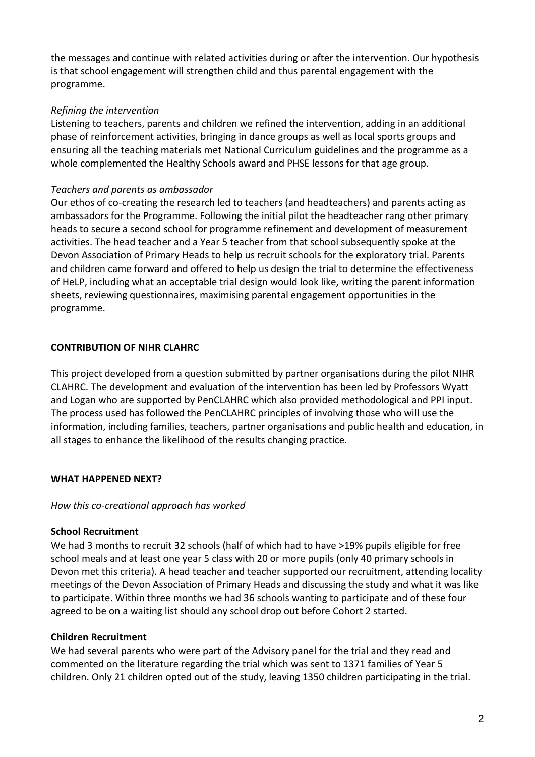the messages and continue with related activities during or after the intervention. Our hypothesis is that school engagement will strengthen child and thus parental engagement with the programme.

*Refining the intervention*

Listening to teachers, parents and children we refined the intervention, adding in an additional phase of reinforcement activities, bringing in dance groups as well as local sports groups and ensuring all the teaching materials met National Curriculum guidelines and the programme as a whole complemented the Healthy Schools award and PHSE lessons for that age group.

*Teachers and parents as ambassador*

Our ethos of co-creating the research led to teachers (and headteachers) and parents acting as ambassadors for the Programme. Following the initial pilot the headteacher rang other primary heads to secure a second school for programme refinement and development of measurement activities. The head teacher and a Year 5 teacher from that school subsequently spoke at the Devon Association of Primary Heads to help us recruit schools for the exploratory trial. Parents and children came forward and offered to help us design the trial to determine the effectiveness of HeLP, including what an acceptable trial design would look like, writing the parent information sheets, reviewing questionnaires, maximising parental engagement opportunities in the programme.

**CONTRIBUTION OF NIHR CLAHRC**

This project developed from a question submitted by partner organisations during the pilot NIHR CLAHRC. The development and evaluation of the intervention has been led by Professors Wyatt and Logan who are supported by PenCLAHRC which also provided methodological and PPI input. The process used has followed the PenCLAHRC principles of involving those who will use the information, including families, teachers, partner organisations and public health and education, in all stages to enhance the likelihood of the results changing practice.

**WHAT HAPPENED NEXT?**

*How this co-creational approach has worked*

**School Recruitment**

We had 3 months to recruit 32 schools (half of which had to have >19% pupils eligible for free school meals and at least one year 5 class with 20 or more pupils (only 40 primary schools in Devon met this criteria). A head teacher and teacher supported our recruitment, attending locality meetings of the Devon Association of Primary Heads and discussing the study and what it was like to participate. Within three months we had 36 schools wanting to participate and of these four agreed to be on a waiting list should any school drop out before Cohort 2 started.

**Children Recruitment**

We had several parents who were part of the Advisory panel for the trial and they read and commented on the literature regarding the trial which was sent to 1371 families of Year 5 children. Only 21 children opted out of the study, leaving 1350 children participating in the trial.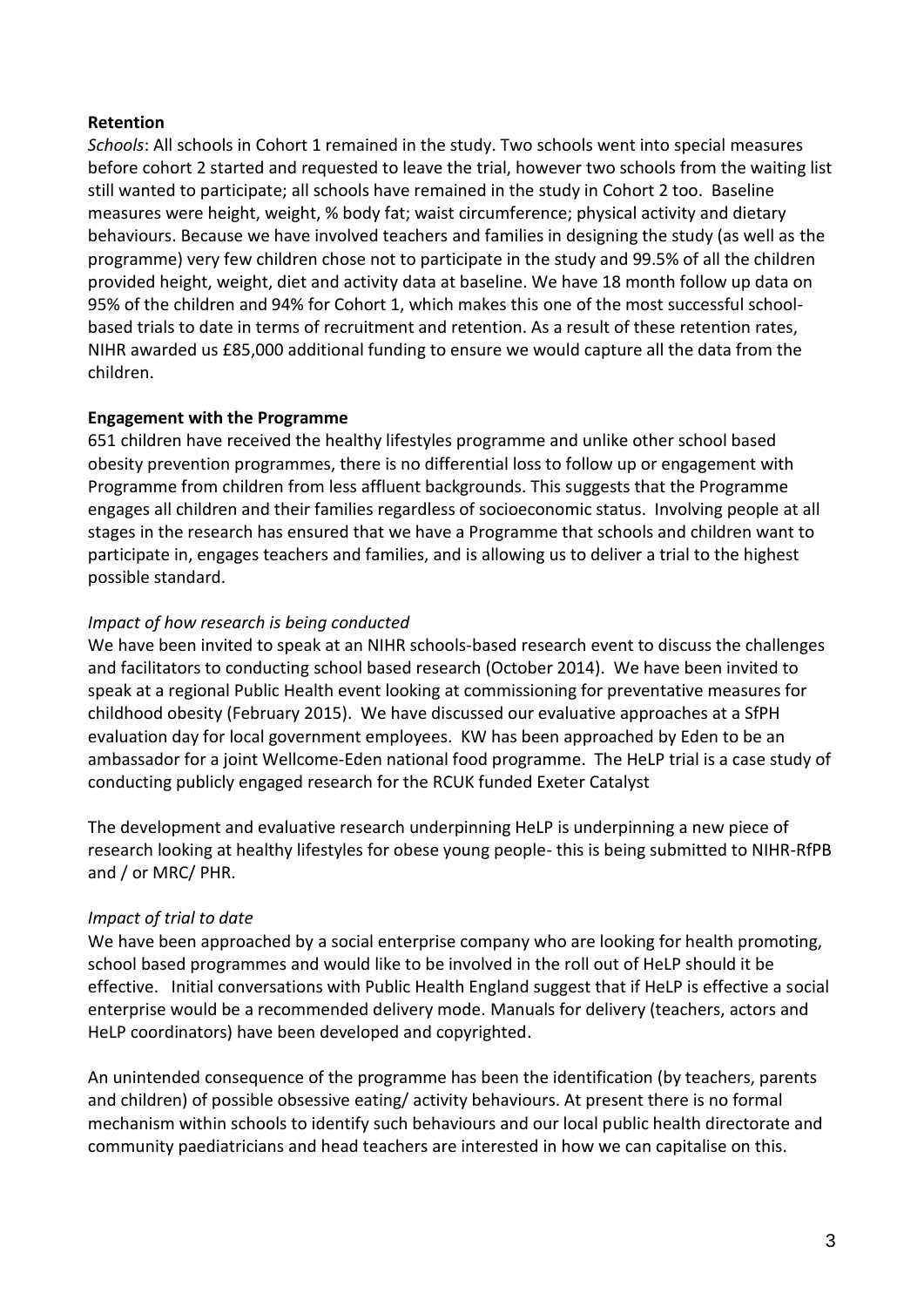**Retention**

*Schools*: All schools in Cohort 1 remained in the study. Two schools went into special measures before cohort 2 started and requested to leave the trial, however two schools from the waiting list still wanted to participate; all schools have remained in the study in Cohort 2 too. Baseline measures were height, weight, % body fat; waist circumference; physical activity and dietary behaviours. Because we have involved teachers and families in designing the study (as well as the programme) very few children chose not to participate in the study and 99.5% of all the children provided height, weight, diet and activity data at baseline. We have 18 month follow up data on 95% of the children and 94% for Cohort 1, which makes this one of the most successful school-based trials to date in terms of recruitment and retention. As a result of these retention rates, NIHR awarded us £85,000 additional funding to ensure we would capture all the data from the children.

**Engagement with the Programme**

651 children have received the healthy lifestyles programme and unlike other school based obesity prevention programmes, there is no differential loss to follow up or engagement with Programme from children from less affluent backgrounds. This suggests that the Programme engages all children and their families regardless of socioeconomic status. Involving people at all stages in the research has ensured that we have a Programme that schools and children want to participate in, engages teachers and families, and is allowing us to deliver a trial to the highest possible standard.

*Impact of how research is being conducted*

We have been invited to speak at an NIHR schools-based research event to discuss the challenges and facilitators to conducting school based research (October 2014). We have been invited to speak at a regional Public Health event looking at commissioning for preventative measures for childhood obesity (February 2015). We have discussed our evaluative approaches at a SfPH evaluation day for local government employees. KW has been approached by Eden to be an ambassador for a joint Wellcome-Eden national food programme. The HeLP trial is a case study of conducting publicly engaged research for the RCUK funded Exeter Catalyst

The development and evaluative research underpinning HeLP is underpinning a new piece of research looking at healthy lifestyles for obese young people- this is being submitted to NIHR-RfPB and / or MRC/ PHR.

*Impact of trial to date*

We have been approached by a social enterprise company who are looking for health promoting, school based programmes and would like to be involved in the roll out of HeLP should it be effective. Initial conversations with Public Health England suggest that if HeLP is effective a social enterprise would be a recommended delivery mode. Manuals for delivery (teachers, actors and HeLP coordinators) have been developed and copyrighted.

An unintended consequence of the programme has been the identification (by teachers, parents and children) of possible obsessive eating/ activity behaviours. At present there is no formal mechanism within schools to identify such behaviours and our local public health directorate and community paediatricians and head teachers are interested in how we can capitalise on this.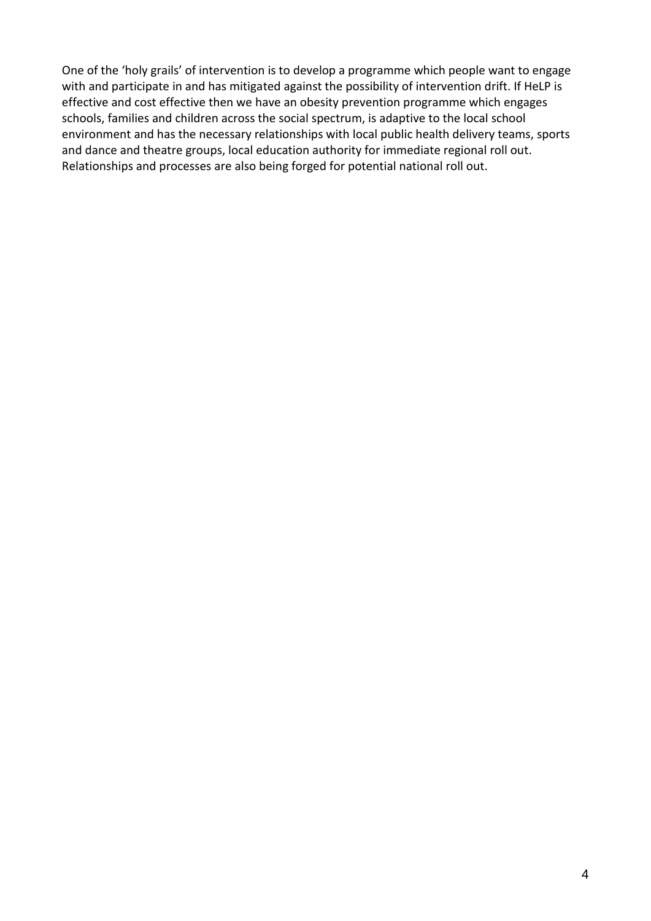One of the 'holy grails' of intervention is to develop a programme which people want to engage with and participate in and has mitigated against the possibility of intervention drift. If HeLP is effective and cost effective then we have an obesity prevention programme which engages schools, families and children across the social spectrum, is adaptive to the local school environment and has the necessary relationships with local public health delivery teams, sports and dance and theatre groups, local education authority for immediate regional roll out. Relationships and processes are also being forged for potential national roll out.